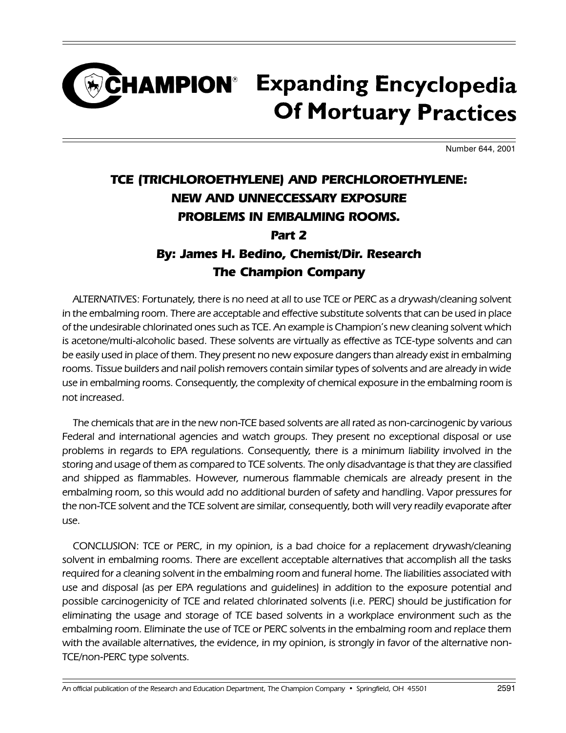# CHAMPION® Expanding Encyclopedia Of Mortuary Practices

Number 644, 2001

## TCE (TRICHLOROETHYLENE) AND PERCHLOROETHYLENE: NEW AND UNNECCESSARY EXPOSURE PROBLEMS IN EMBALMING ROOMS.

### Part 2

### By: James H. Bedino, Chemist/Dir. Research The Champion Company

ALTERNATIVES: Fortunately, there is no need at all to use TCE or PERC as a drywash/cleaning solvent in the embalming room. There are acceptable and effective substitute solvents that can be used in place of the undesirable chlorinated ones such as TCE. An example is Champion's new cleaning solvent which is acetone/multi-alcoholic based. These solvents are virtually as effective as TCE-type solvents and can be easily used in place of them. They present no new exposure dangers than already exist in embalming rooms. Tissue builders and nail polish removers contain similar types of solvents and are already in wide use in embalming rooms. Consequently, the complexity of chemical exposure in the embalming room is not increased.

The chemicals that are in the new non-TCE based solvents are all rated as non-carcinogenic by various Federal and international agencies and watch groups. They present no exceptional disposal or use problems in regards to EPA regulations. Consequently, there is a minimum liability involved in the storing and usage of them as compared to TCE solvents. The only disadvantage is that they are classified and shipped as flammables. However, numerous flammable chemicals are already present in the embalming room, so this would add no additional burden of safety and handling. Vapor pressures for the non-TCE solvent and the TCE solvent are similar, consequently, both will very readily evaporate after use.

CONCLUSION: TCE or PERC, in my opinion, is a bad choice for a replacement drywash/cleaning solvent in embalming rooms. There are excellent acceptable alternatives that accomplish all the tasks required for a cleaning solvent in the embalming room and funeral home. The liabilities associated with use and disposal (as per EPA regulations and guidelines) in addition to the exposure potential and possible carcinogenicity of TCE and related chlorinated solvents (i.e. PERC) should be justification for eliminating the usage and storage of TCE based solvents in a workplace environment such as the embalming room. Eliminate the use of TCE or PERC solvents in the embalming room and replace them with the available alternatives, the evidence, in my opinion, is strongly in favor of the alternative non-TCE/non-PERC type solvents.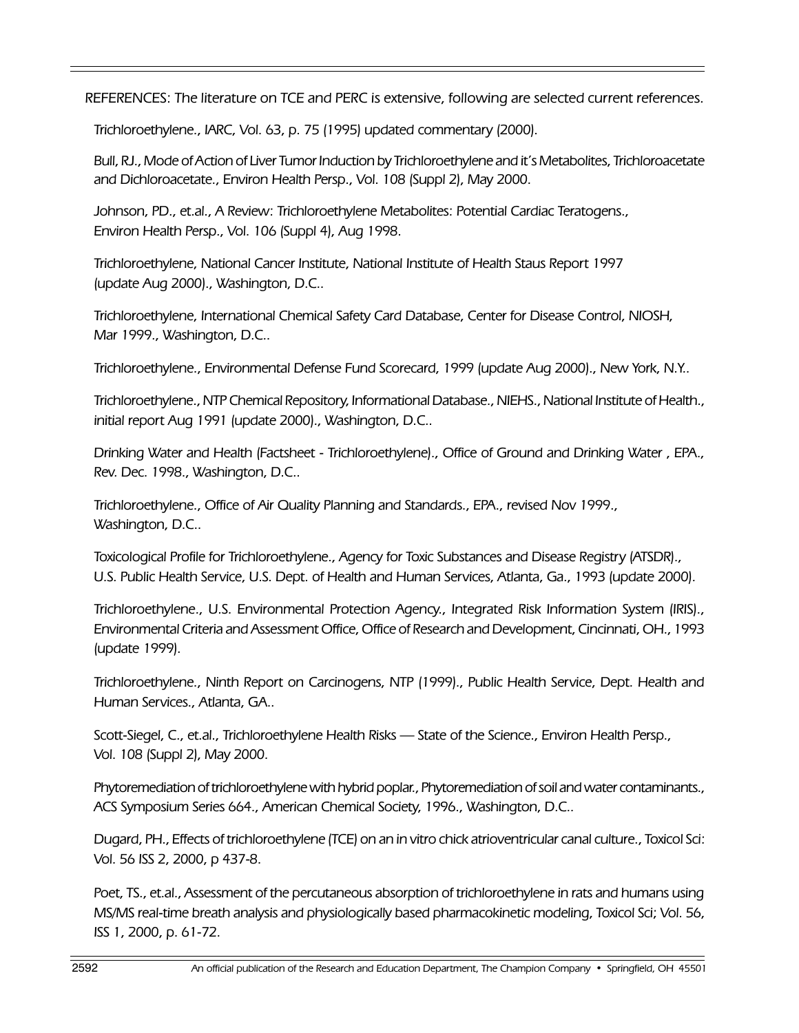*REFERENCES: The literature on TCE and PERC is extensive, following are selected current references.*

*Trichloroethylene., IARC, Vol. 63, p. 75 (1995) updated commentary (2000).*

*Bull, RJ., Mode of Action of Liver Tumor Induction by Trichloroethylene and it's Metabolites, Trichloroacetate and Dichloroacetate., Environ Health Persp., Vol. 108 (Suppl 2), May 2000.*

*Johnson, PD., et.al., A Review: Trichloroethylene Metabolites: Potential Cardiac Teratogens., Environ Health Persp., Vol. 106 (Suppl 4), Aug 1998.*

*Trichloroethylene, National Cancer Institute, National Institute of Health Staus Report 1997 (update Aug 2000)., Washington, D.C..*

*Trichloroethylene, International Chemical Safety Card Database, Center for Disease Control, NIOSH, Mar 1999., Washington, D.C..*

*Trichloroethylene., Environmental Defense Fund Scorecard, 1999 (update Aug 2000)., New York, N.Y..*

*Trichloroethylene., NTP Chemical Repository, Informational Database., NIEHS., National Institute of Health., initial report Aug 1991 (update 2000)., Washington, D.C..*

*Drinking Water and Health (Factsheet - Trichloroethylene)., Office of Ground and Drinking Water , EPA., Rev. Dec. 1998., Washington, D.C..*

*Trichloroethylene., Office of Air Quality Planning and Standards., EPA., revised Nov 1999., Washington, D.C..*

*Toxicological Profile for Trichloroethylene., Agency for Toxic Substances and Disease Registry (ATSDR)., U.S. Public Health Service, U.S. Dept. of Health and Human Services, Atlanta, Ga., 1993 (update 2000).*

*Trichloroethylene., U.S. Environmental Protection Agency., Integrated Risk Information System (IRIS)., Environmental Criteria and Assessment Office, Office of Research and Development, Cincinnati, OH., 1993 (update 1999).*

*Trichloroethylene., Ninth Report on Carcinogens, NTP (1999)., Public Health Service, Dept. Health and Human Services., Atlanta, GA..*

*Scott-Siegel, C., et.al., Trichloroethylene Health Risks — State of the Science., Environ Health Persp., Vol. 108 (Suppl 2), May 2000.*

*Phytoremediation of trichloroethylene with hybrid poplar., Phytoremediation of soil and water contaminants., ACS Symposium Series 664., American Chemical Society, 1996., Washington, D.C..*

*Dugard, PH., Effects of trichloroethylene (TCE) on an in vitro chick atrioventricular canal culture., Toxicol Sci: Vol. 56 ISS 2, 2000, p 437-8.*

*Poet, TS., et.al., Assessment of the percutaneous absorption of trichloroethylene in rats and humans using MS/MS real-time breath analysis and physiologically based pharmacokinetic modeling, Toxicol Sci; Vol. 56, ISS 1, 2000, p. 61-72.*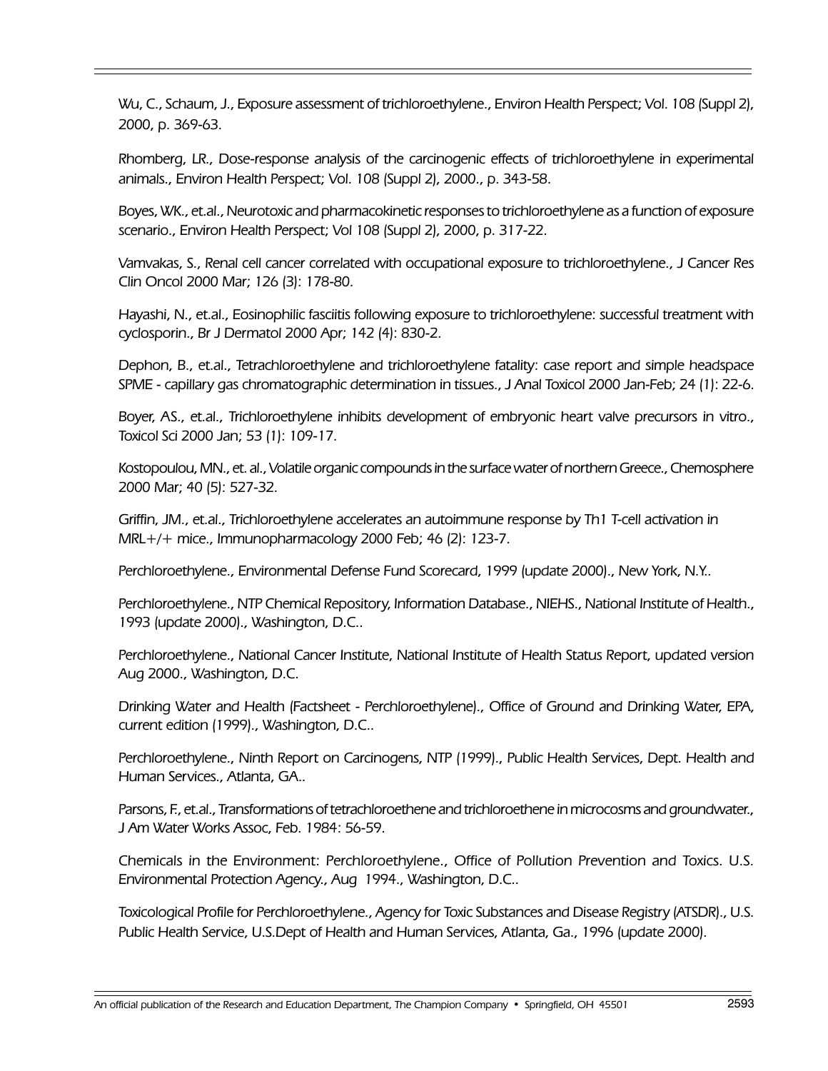Wu, C., Schaum, J., Exposure assessment of trichloroethylene., Environ Health Perspect; Vol. 108 (Suppl 2), 2000, p. 369-63.

Rhomberg, LR., Dose-response analysis of the carcinogenic effects of trichloroethylene in experimental animals., Environ Health Perspect; Vol. 108 (Suppl 2), 2000., p. 343-58.

Boyes, WK., et.al., Neurotoxic and pharmacokinetic responses to trichloroethylene as a function of exposure scenario., Environ Health Perspect; Vol 108 (Suppl 2), 2000, p. 317-22.

Vamvakas, S., Renal cell cancer correlated with occupational exposure to trichloroethylene., J Cancer Res Clin Oncol 2000 Mar; 126 (3): 178-80.

Hayashi, N., et.al., Eosinophilic fasciitis following exposure to trichloroethylene: successful treatment with cyclosporin., Br J Dermatol 2000 Apr; 142 (4): 830-2.

Dephon, B., et.al., Tetrachloroethylene and trichloroethylene fatality: case report and simple headspace SPME - capillary gas chromatographic determination in tissues., J Anal Toxicol 2000 Jan-Feb; 24 (1): 22-6.

Boyer, AS., et.al., Trichloroethylene inhibits development of embryonic heart valve precursors in vitro., Toxicol Sci 2000 Jan; 53 (1): 109-17.

Kostopoulou, MN., et. al., Volatile organic compounds in the surface water of northern Greece., Chemosphere 2000 Mar; 40 (5): 527-32.

Griffin, JM., et.al., Trichloroethylene accelerates an autoimmune response by Th1 T-cell activation in MRL+/+ mice., Immunopharmacology 2000 Feb; 46 (2): 123-7.

Perchloroethylene., Environmental Defense Fund Scorecard, 1999 (update 2000)., New York, N.Y..

Perchloroethylene., NTP Chemical Repository, Information Database., NIEHS., National Institute of Health., 1993 (update 2000)., Washington, D.C..

Perchloroethylene., National Cancer Institute, National Institute of Health Status Report, updated version Aug 2000., Washington, D.C.

Drinking Water and Health (Factsheet - Perchloroethylene)., Office of Ground and Drinking Water, EPA, current edition (1999)., Washington, D.C..

Perchloroethylene., Ninth Report on Carcinogens, NTP (1999)., Public Health Services, Dept. Health and Human Services., Atlanta, GA..

Parsons, F., et.al., Transformations of tetrachloroethene and trichloroethene in microcosms and groundwater., J Am Water Works Assoc, Feb. 1984: 56-59.

Chemicals in the Environment: Perchloroethylene., Office of Pollution Prevention and Toxics. U.S. Environmental Protection Agency., Aug 1994., Washington, D.C..

Toxicological Profile for Perchloroethylene., Agency for Toxic Substances and Disease Registry (ATSDR)., U.S. Public Health Service, U.S.Dept of Health and Human Services, Atlanta, Ga., 1996 (update 2000).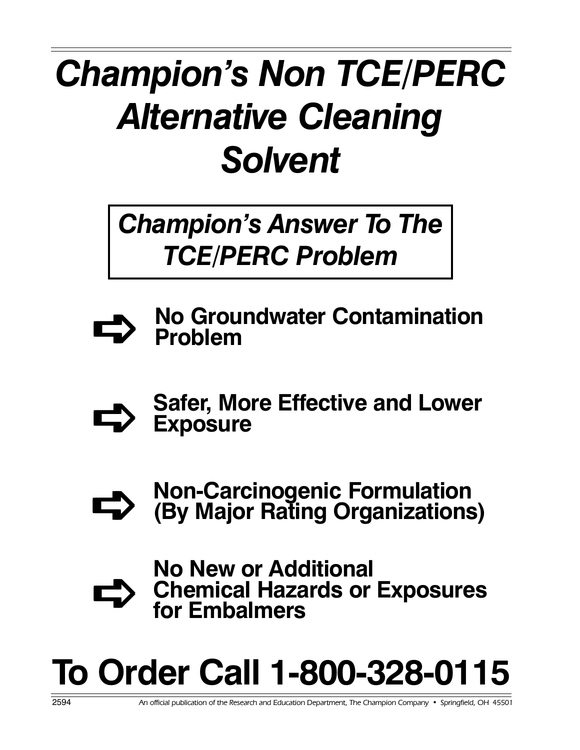# *Champion's Non TCE/PERC Alternative Cleaning Solvent*

## *Champion's Answer To The TCE/PERC Problem*

- **No Groundwater Contamination Problem**
- **Safer, More Effective and Lower Exposure**
- **Non-Carcinogenic Formulation (By Major Rating Organizations)**
- **No New or Additional Chemical Hazards or Exposures for Embalmers**

# To Order Call 1-800-328-0115

2594 *An official publication of the Research and Education Department, The Champion Company • Springfield, OH 45501*